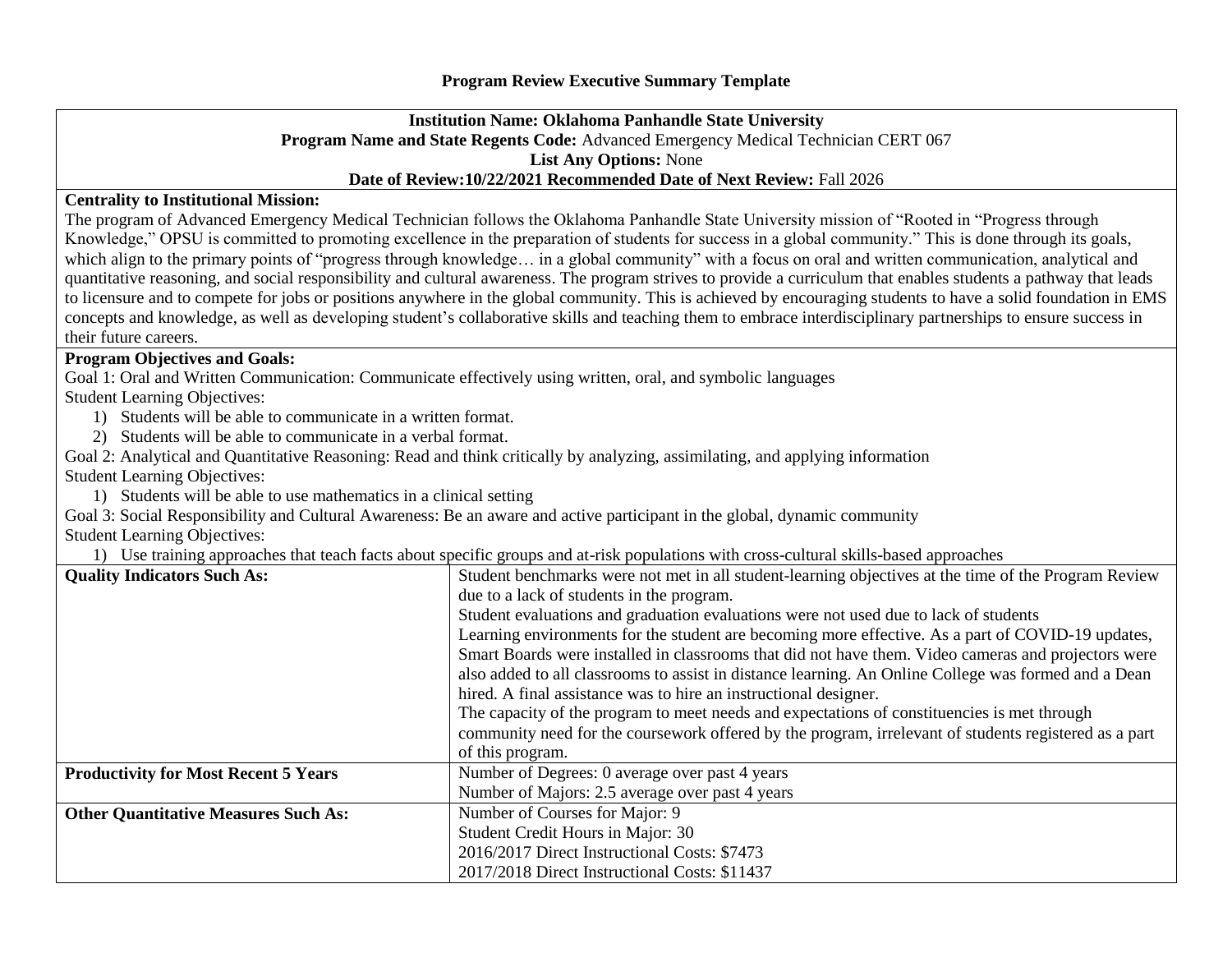# Program Review Executive Summary Template

**Institution Name: Oklahoma Panhandle State University**
**Program Name and State Regents Code:** Advanced Emergency Medical Technician CERT 067
**List Any Options:** None
**Date of Review:10/22/2021 Recommended Date of Next Review:** Fall 2026

**Centrality to Institutional Mission:**
The program of Advanced Emergency Medical Technician follows the Oklahoma Panhandle State University mission of "Rooted in "Progress through Knowledge," OPSU is committed to promoting excellence in the preparation of students for success in a global community." This is done through its goals, which align to the primary points of "progress through knowledge… in a global community" with a focus on oral and written communication, analytical and quantitative reasoning, and social responsibility and cultural awareness. The program strives to provide a curriculum that enables students a pathway that leads to licensure and to compete for jobs or positions anywhere in the global community. This is achieved by encouraging students to have a solid foundation in EMS concepts and knowledge, as well as developing student's collaborative skills and teaching them to embrace interdisciplinary partnerships to ensure success in their future careers.

**Program Objectives and Goals:**
Goal 1: Oral and Written Communication: Communicate effectively using written, oral, and symbolic languages
Student Learning Objectives:
1) Students will be able to communicate in a written format.
2) Students will be able to communicate in a verbal format.

Goal 2: Analytical and Quantitative Reasoning: Read and think critically by analyzing, assimilating, and applying information
Student Learning Objectives:
1) Students will be able to use mathematics in a clinical setting

Goal 3: Social Responsibility and Cultural Awareness: Be an aware and active participant in the global, dynamic community
Student Learning Objectives:
1) Use training approaches that teach facts about specific groups and at-risk populations with cross-cultural skills-based approaches

| | |
|---|---|
| **Quality Indicators Such As:** | Student benchmarks were not met in all student-learning objectives at the time of the Program Review due to a lack of students in the program.<br>Student evaluations and graduation evaluations were not used due to lack of students<br>Learning environments for the student are becoming more effective. As a part of COVID-19 updates, Smart Boards were installed in classrooms that did not have them. Video cameras and projectors were also added to all classrooms to assist in distance learning. An Online College was formed and a Dean hired. A final assistance was to hire an instructional designer.<br>The capacity of the program to meet needs and expectations of constituencies is met through community need for the coursework offered by the program, irrelevant of students registered as a part of this program. |
| **Productivity for Most Recent 5 Years** | Number of Degrees: 0 average over past 4 years<br>Number of Majors: 2.5 average over past 4 years |
| **Other Quantitative Measures Such As:** | Number of Courses for Major: 9<br>Student Credit Hours in Major: 30<br>2016/2017 Direct Instructional Costs: $7473<br>2017/2018 Direct Instructional Costs: $11437 |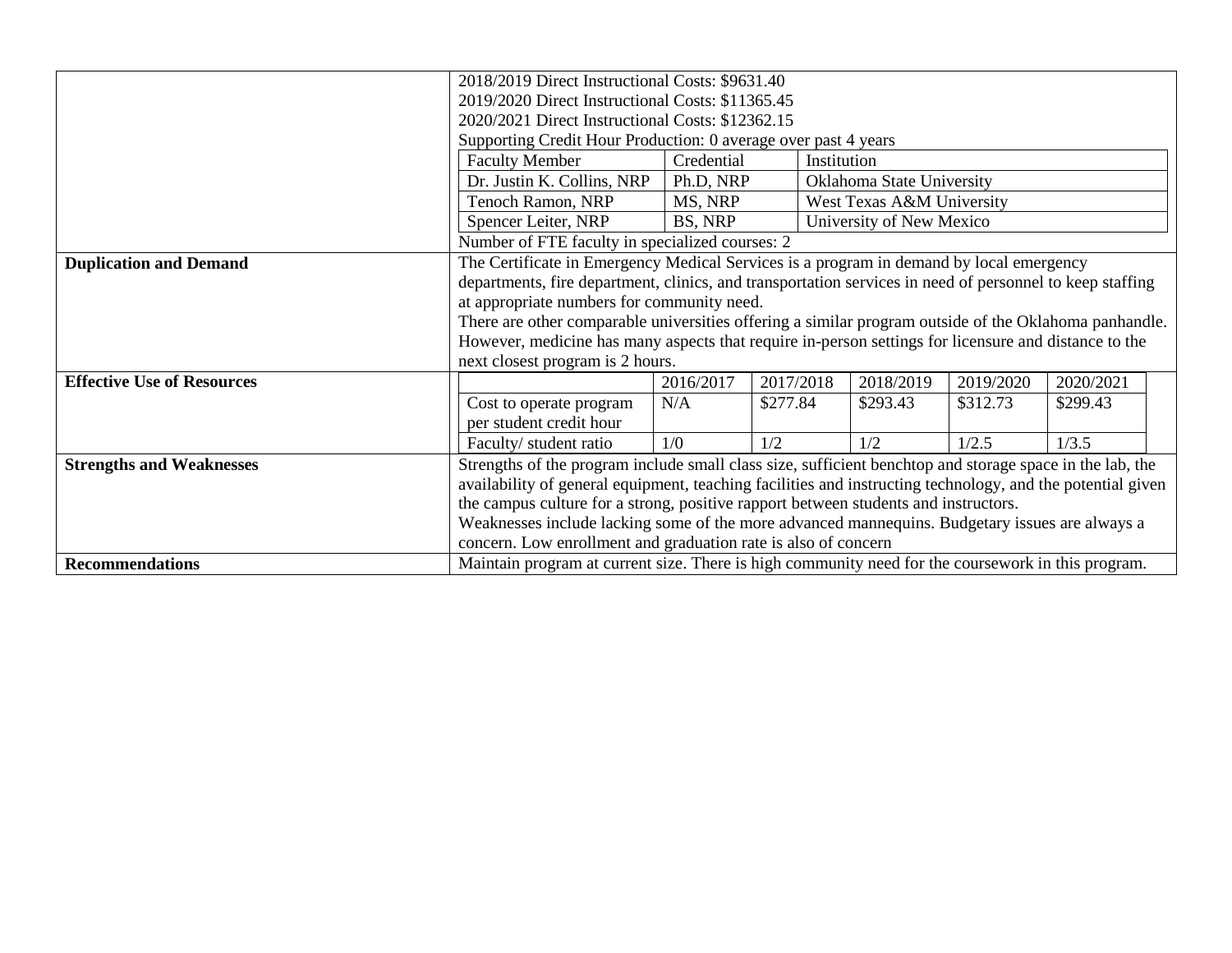| | |
|---|---|
| | 2018/2019 Direct Instructional Costs: $9631.40<br>2019/2020 Direct Instructional Costs: $11365.45<br>2020/2021 Direct Instructional Costs: $12362.15<br>Supporting Credit Hour Production: 0 average over past 4 years<br><br>Faculty Member / Credential / Institution:<br>Dr. Justin K. Collins, NRP / Ph.D, NRP / Oklahoma State University<br>Tenoch Ramon, NRP / MS, NRP / West Texas A&M University<br>Spencer Leiter, NRP / BS, NRP / University of New Mexico<br><br>Number of FTE faculty in specialized courses: 2 |
| **Duplication and Demand** | The Certificate in Emergency Medical Services is a program in demand by local emergency departments, fire department, clinics, and transportation services in need of personnel to keep staffing at appropriate numbers for community need.<br>There are other comparable universities offering a similar program outside of the Oklahoma panhandle. However, medicine has many aspects that require in-person settings for licensure and distance to the next closest program is 2 hours. |
| **Effective Use of Resources** | See table below |
| **Strengths and Weaknesses** | Strengths of the program include small class size, sufficient benchtop and storage space in the lab, the availability of general equipment, teaching facilities and instructing technology, and the potential given the campus culture for a strong, positive rapport between students and instructors.<br>Weaknesses include lacking some of the more advanced mannequins. Budgetary issues are always a concern. Low enrollment and graduation rate is also of concern |
| **Recommendations** | Maintain program at current size. There is high community need for the coursework in this program. |

**Faculty**

| Faculty Member | Credential | Institution |
|---|---|---|
| Dr. Justin K. Collins, NRP | Ph.D, NRP | Oklahoma State University |
| Tenoch Ramon, NRP | MS, NRP | West Texas A&M University |
| Spencer Leiter, NRP | BS, NRP | University of New Mexico |

**Effective Use of Resources**

| | 2016/2017 | 2017/2018 | 2018/2019 | 2019/2020 | 2020/2021 |
|---|---|---|---|---|---|
| Cost to operate program per student credit hour | N/A | $277.84 | $293.43 | $312.73 | $299.43 |
| Faculty/ student ratio | 1/0 | 1/2 | 1/2 | 1/2.5 | 1/3.5 |